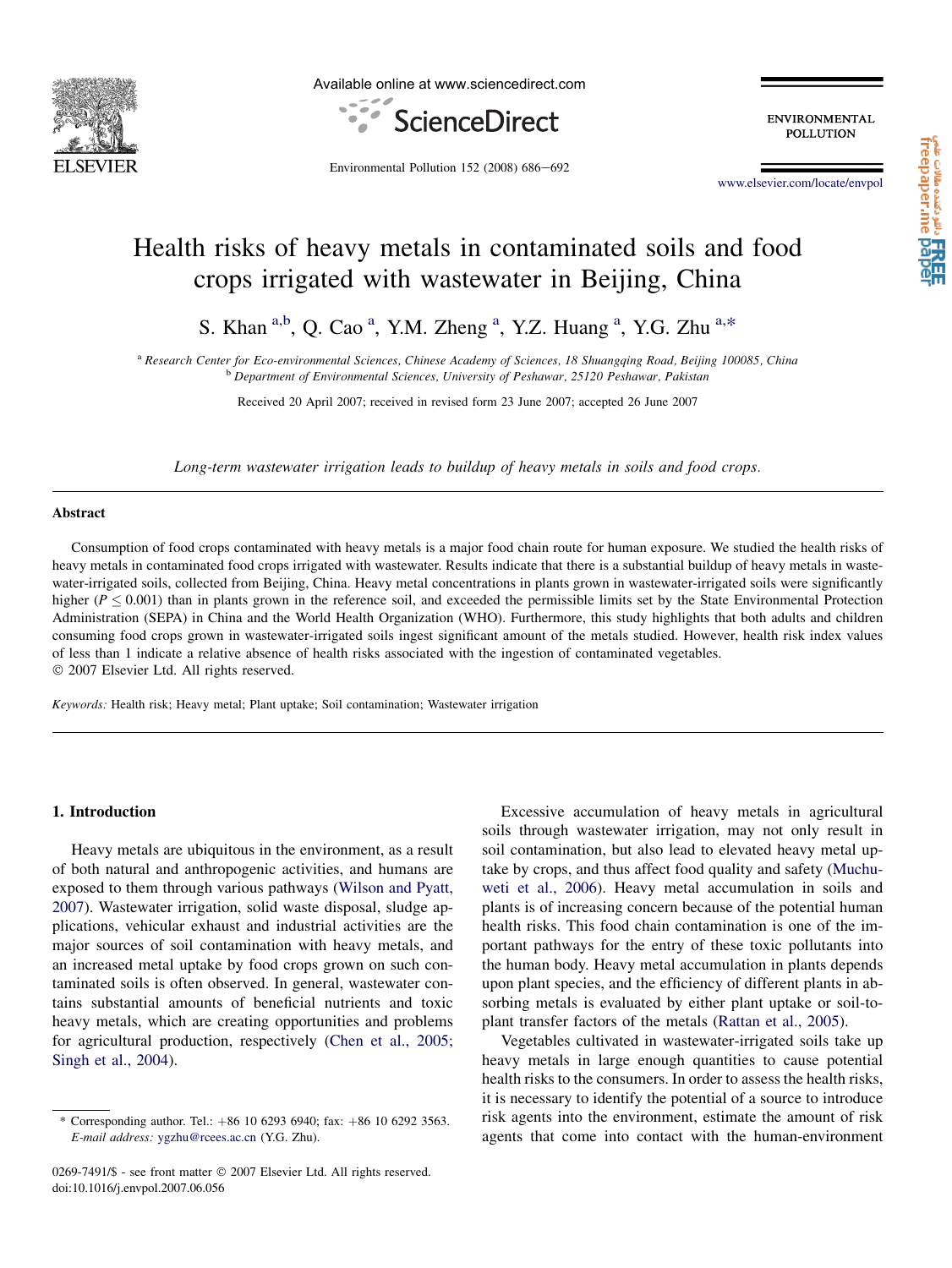# Health risks of heavy metals in contaminated soils and food crops irrigated with wastewater in Beijing, China

S. Khan [a,b], Q. Cao [a], Y.M. Zheng [a], Y.Z. Huang [a], Y.G. Zhu [a,*]

[a] *Research Center for Eco-environmental Sciences, Chinese Academy of Sciences, 18 Shuangqing Road, Beijing 100085, China*
[b] *Department of Environmental Sciences, University of Peshawar, 25120 Peshawar, Pakistan*

Received 20 April 2007; received in revised form 23 June 2007; accepted 26 June 2007

*Long-term wastewater irrigation leads to buildup of heavy metals in soils and food crops.*

## Abstract

Consumption of food crops contaminated with heavy metals is a major food chain route for human exposure. We studied the health risks of heavy metals in contaminated food crops irrigated with wastewater. Results indicate that there is a substantial buildup of heavy metals in wastewater-irrigated soils, collected from Beijing, China. Heavy metal concentrations in plants grown in wastewater-irrigated soils were significantly higher ($P \leq 0.001$) than in plants grown in the reference soil, and exceeded the permissible limits set by the State Environmental Protection Administration (SEPA) in China and the World Health Organization (WHO). Furthermore, this study highlights that both adults and children consuming food crops grown in wastewater-irrigated soils ingest significant amount of the metals studied. However, health risk index values of less than 1 indicate a relative absence of health risks associated with the ingestion of contaminated vegetables.
© 2007 Elsevier Ltd. All rights reserved.

*Keywords:* Health risk; Heavy metal; Plant uptake; Soil contamination; Wastewater irrigation

## 1. Introduction

Heavy metals are ubiquitous in the environment, as a result of both natural and anthropogenic activities, and humans are exposed to them through various pathways (Wilson and Pyatt, 2007). Wastewater irrigation, solid waste disposal, sludge applications, vehicular exhaust and industrial activities are the major sources of soil contamination with heavy metals, and an increased metal uptake by food crops grown on such contaminated soils is often observed. In general, wastewater contains substantial amounts of beneficial nutrients and toxic heavy metals, which are creating opportunities and problems for agricultural production, respectively (Chen et al., 2005; Singh et al., 2004).

Excessive accumulation of heavy metals in agricultural soils through wastewater irrigation, may not only result in soil contamination, but also lead to elevated heavy metal uptake by crops, and thus affect food quality and safety (Muchuweti et al., 2006). Heavy metal accumulation in soils and plants is of increasing concern because of the potential human health risks. This food chain contamination is one of the important pathways for the entry of these toxic pollutants into the human body. Heavy metal accumulation in plants depends upon plant species, and the efficiency of different plants in absorbing metals is evaluated by either plant uptake or soil-to-plant transfer factors of the metals (Rattan et al., 2005).

Vegetables cultivated in wastewater-irrigated soils take up heavy metals in large enough quantities to cause potential health risks to the consumers. In order to assess the health risks, it is necessary to identify the potential of a source to introduce risk agents into the environment, estimate the amount of risk agents that come into contact with the human-environment

\* Corresponding author. Tel.: +86 10 6293 6940; fax: +86 10 6292 3563. *E-mail address:* ygzhu@rcees.ac.cn (Y.G. Zhu).

0269-7491/$ - see front matter © 2007 Elsevier Ltd. All rights reserved.
doi:10.1016/j.envpol.2007.06.056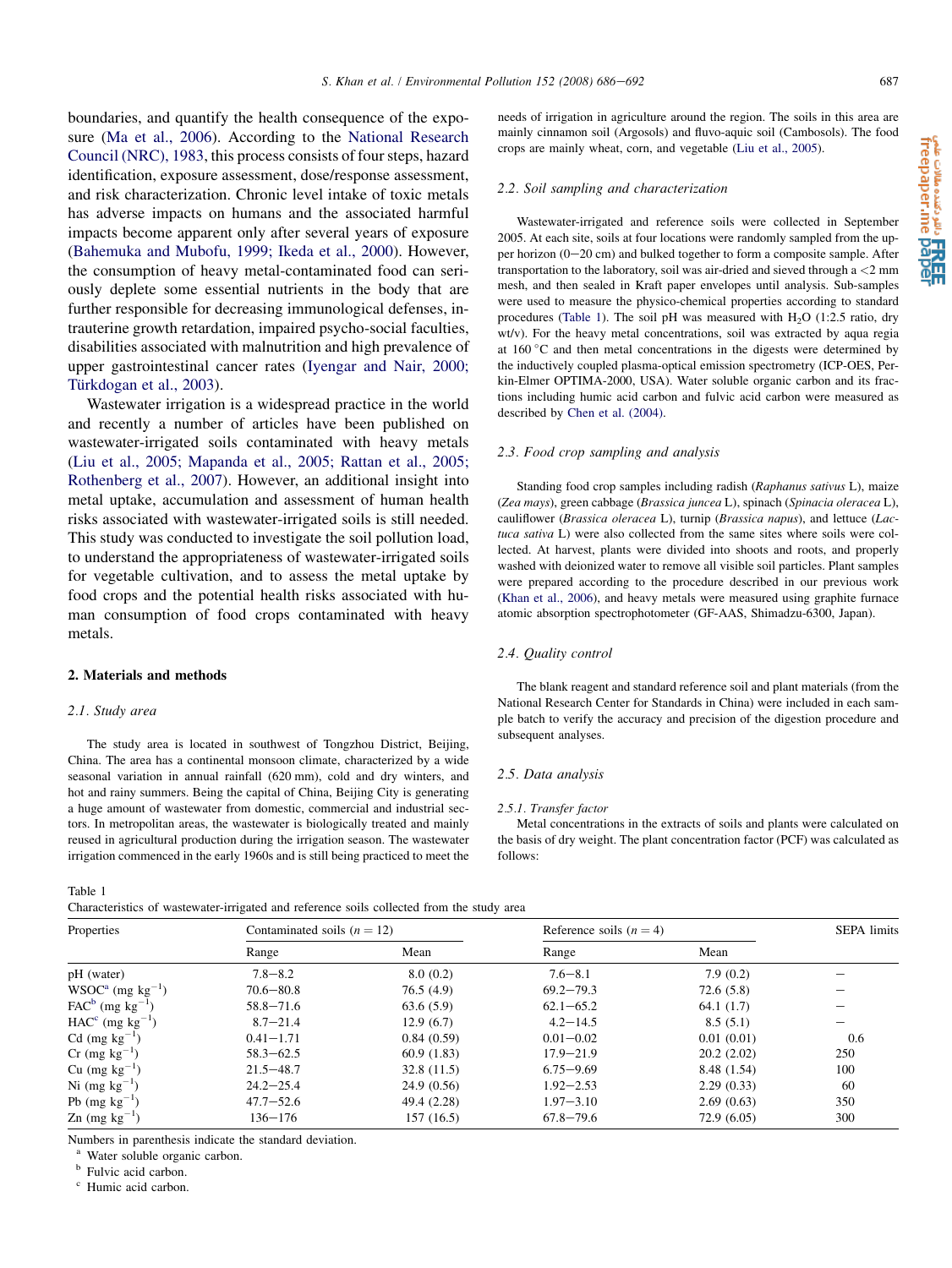boundaries, and quantify the health consequence of the exposure (Ma et al., 2006). According to the National Research Council (NRC), 1983, this process consists of four steps, hazard identification, exposure assessment, dose/response assessment, and risk characterization. Chronic level intake of toxic metals has adverse impacts on humans and the associated harmful impacts become apparent only after several years of exposure (Bahemuka and Mubofu, 1999; Ikeda et al., 2000). However, the consumption of heavy metal-contaminated food can seriously deplete some essential nutrients in the body that are further responsible for decreasing immunological defenses, intrauterine growth retardation, impaired psycho-social faculties, disabilities associated with malnutrition and high prevalence of upper gastrointestinal cancer rates (Iyengar and Nair, 2000; Türkdogan et al., 2003).

Wastewater irrigation is a widespread practice in the world and recently a number of articles have been published on wastewater-irrigated soils contaminated with heavy metals (Liu et al., 2005; Mapanda et al., 2005; Rattan et al., 2005; Rothenberg et al., 2007). However, an additional insight into metal uptake, accumulation and assessment of human health risks associated with wastewater-irrigated soils is still needed. This study was conducted to investigate the soil pollution load, to understand the appropriateness of wastewater-irrigated soils for vegetable cultivation, and to assess the metal uptake by food crops and the potential health risks associated with human consumption of food crops contaminated with heavy metals.

## 2. Materials and methods

### 2.1. Study area

The study area is located in southwest of Tongzhou District, Beijing, China. The area has a continental monsoon climate, characterized by a wide seasonal variation in annual rainfall (620 mm), cold and dry winters, and hot and rainy summers. Being the capital of China, Beijing City is generating a huge amount of wastewater from domestic, commercial and industrial sectors. In metropolitan areas, the wastewater is biologically treated and mainly reused in agricultural production during the irrigation season. The wastewater irrigation commenced in the early 1960s and is still being practiced to meet the needs of irrigation in agriculture around the region. The soils in this area are mainly cinnamon soil (Argosols) and fluvo-aquic soil (Cambosols). The food crops are mainly wheat, corn, and vegetable (Liu et al., 2005).

### 2.2. Soil sampling and characterization

Wastewater-irrigated and reference soils were collected in September 2005. At each site, soils at four locations were randomly sampled from the upper horizon (0–20 cm) and bulked together to form a composite sample. After transportation to the laboratory, soil was air-dried and sieved through a <2 mm mesh, and then sealed in Kraft paper envelopes until analysis. Sub-samples were used to measure the physico-chemical properties according to standard procedures (Table 1). The soil pH was measured with $H_2O$ (1:2.5 ratio, dry wt/v). For the heavy metal concentrations, soil was extracted by aqua regia at 160 °C and then metal concentrations in the digests were determined by the inductively coupled plasma-optical emission spectrometry (ICP-OES, Perkin-Elmer OPTIMA-2000, USA). Water soluble organic carbon and its fractions including humic acid carbon and fulvic acid carbon were measured as described by Chen et al. (2004).

### 2.3. Food crop sampling and analysis

Standing food crop samples including radish (*Raphanus sativus* L), maize (*Zea mays*), green cabbage (*Brassica juncea* L), spinach (*Spinacia oleracea* L), cauliflower (*Brassica oleracea* L), turnip (*Brassica napus*), and lettuce (*Lactuca sativa* L) were also collected from the same sites where soils were collected. At harvest, plants were divided into shoots and roots, and properly washed with deionized water to remove all visible soil particles. Plant samples were prepared according to the procedure described in our previous work (Khan et al., 2006), and heavy metals were measured using graphite furnace atomic absorption spectrophotometer (GF-AAS, Shimadzu-6300, Japan).

### 2.4. Quality control

The blank reagent and standard reference soil and plant materials (from the National Research Center for Standards in China) were included in each sample batch to verify the accuracy and precision of the digestion procedure and subsequent analyses.

### 2.5. Data analysis

#### 2.5.1. Transfer factor

Metal concentrations in the extracts of soils and plants were calculated on the basis of dry weight. The plant concentration factor (PCF) was calculated as follows:

Table 1

Characteristics of wastewater-irrigated and reference soils collected from the study area

| Properties | Contaminated soils ($n = 12$) | | Reference soils ($n = 4$) | | SEPA limits |
|---|---|---|---|---|---|
| | Range | Mean | Range | Mean | |
| pH (water) | 7.8–8.2 | 8.0 (0.2) | 7.6–8.1 | 7.9 (0.2) | – |
| WSOC[a] (mg $kg^{-1}$) | 70.6–80.8 | 76.5 (4.9) | 69.2–79.3 | 72.6 (5.8) | – |
| FAC[b] (mg $kg^{-1}$) | 58.8–71.6 | 63.6 (5.9) | 62.1–65.2 | 64.1 (1.7) | – |
| HAC[c] (mg $kg^{-1}$) | 8.7–21.4 | 12.9 (6.7) | 4.2–14.5 | 8.5 (5.1) | – |
| Cd (mg $kg^{-1}$) | 0.41–1.71 | 0.84 (0.59) | 0.01–0.02 | 0.01 (0.01) | 0.6 |
| Cr (mg $kg^{-1}$) | 58.3–62.5 | 60.9 (1.83) | 17.9–21.9 | 20.2 (2.02) | 250 |
| Cu (mg $kg^{-1}$) | 21.5–48.7 | 32.8 (11.5) | 6.75–9.69 | 8.48 (1.54) | 100 |
| Ni (mg $kg^{-1}$) | 24.2–25.4 | 24.9 (0.56) | 1.92–2.53 | 2.29 (0.33) | 60 |
| Pb (mg $kg^{-1}$) | 47.7–52.6 | 49.4 (2.28) | 1.97–3.10 | 2.69 (0.63) | 350 |
| Zn (mg $kg^{-1}$) | 136–176 | 157 (16.5) | 67.8–79.6 | 72.9 (6.05) | 300 |

Numbers in parenthesis indicate the standard deviation.

[a] Water soluble organic carbon.

[b] Fulvic acid carbon.

[c] Humic acid carbon.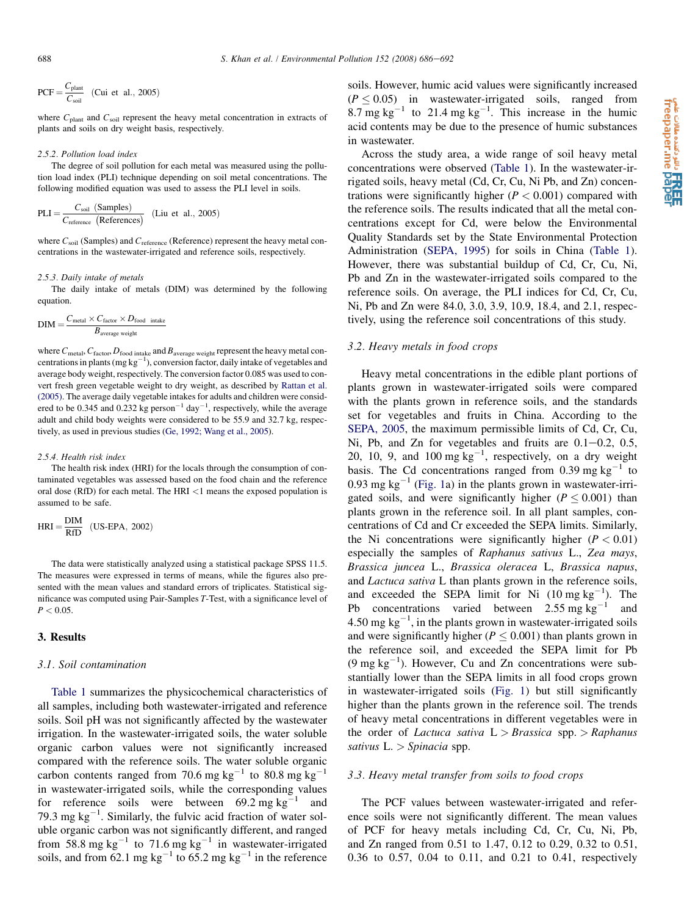$$\text{PCF} = \frac{C_{\text{plant}}}{C_{\text{soil}}} \quad (\text{Cui et al., 2005})$$

where $C_{\text{plant}}$ and $C_{\text{soil}}$ represent the heavy metal concentration in extracts of plants and soils on dry weight basis, respectively.

#### 2.5.2. Pollution load index

The degree of soil pollution for each metal was measured using the pollution load index (PLI) technique depending on soil metal concentrations. The following modified equation was used to assess the PLI level in soils.

$$\text{PLI} = \frac{C_{\text{soil}}\ (\text{Samples})}{C_{\text{reference}}\ (\text{References})} \quad (\text{Liu et al., 2005})$$

where $C_{\text{soil}}$ (Samples) and $C_{\text{reference}}$ (Reference) represent the heavy metal concentrations in the wastewater-irrigated and reference soils, respectively.

#### 2.5.3. Daily intake of metals

The daily intake of metals (DIM) was determined by the following equation.

$$\text{DIM} = \frac{C_{\text{metal}} \times C_{\text{factor}} \times D_{\text{food intake}}}{B_{\text{average weight}}}$$

where $C_{\text{metal}}$, $C_{\text{factor}}$, $D_{\text{food intake}}$ and $B_{\text{average weight}}$ represent the heavy metal concentrations in plants (mg $\text{kg}^{-1}$), conversion factor, daily intake of vegetables and average body weight, respectively. The conversion factor 0.085 was used to convert fresh green vegetable weight to dry weight, as described by Rattan et al. (2005). The average daily vegetable intakes for adults and children were considered to be 0.345 and 0.232 kg $\text{person}^{-1}$ $\text{day}^{-1}$, respectively, while the average adult and child body weights were considered to be 55.9 and 32.7 kg, respectively, as used in previous studies (Ge, 1992; Wang et al., 2005).

#### 2.5.4. Health risk index

The health risk index (HRI) for the locals through the consumption of contaminated vegetables was assessed based on the food chain and the reference oral dose (RfD) for each metal. The HRI <1 means the exposed population is assumed to be safe.

$$\text{HRI} = \frac{\text{DIM}}{\text{RfD}} \quad (\text{US-EPA, 2002})$$

The data were statistically analyzed using a statistical package SPSS 11.5. The measures were expressed in terms of means, while the figures also presented with the mean values and standard errors of triplicates. Statistical significance was computed using Pair-Samples *T*-Test, with a significance level of $P < 0.05$.

## 3. Results

### 3.1. Soil contamination

Table 1 summarizes the physicochemical characteristics of all samples, including both wastewater-irrigated and reference soils. Soil pH was not significantly affected by the wastewater irrigation. In the wastewater-irrigated soils, the water soluble organic carbon values were not significantly increased compared with the reference soils. The water soluble organic carbon contents ranged from 70.6 mg $\text{kg}^{-1}$ to 80.8 mg $\text{kg}^{-1}$ in wastewater-irrigated soils, while the corresponding values for reference soils were between 69.2 mg $\text{kg}^{-1}$ and 79.3 mg $\text{kg}^{-1}$. Similarly, the fulvic acid fraction of water soluble organic carbon was not significantly different, and ranged from 58.8 mg $\text{kg}^{-1}$ to 71.6 mg $\text{kg}^{-1}$ in wastewater-irrigated soils, and from 62.1 mg $\text{kg}^{-1}$ to 65.2 mg $\text{kg}^{-1}$ in the reference soils. However, humic acid values were significantly increased ($P \leq 0.05$) in wastewater-irrigated soils, ranged from 8.7 mg $\text{kg}^{-1}$ to 21.4 mg $\text{kg}^{-1}$. This increase in the humic acid contents may be due to the presence of humic substances in wastewater.

Across the study area, a wide range of soil heavy metal concentrations were observed (Table 1). In the wastewater-irrigated soils, heavy metal (Cd, Cr, Cu, Ni Pb, and Zn) concentrations were significantly higher ($P < 0.001$) compared with the reference soils. The results indicated that all the metal concentrations except for Cd, were below the Environmental Quality Standards set by the State Environmental Protection Administration (SEPA, 1995) for soils in China (Table 1). However, there was substantial buildup of Cd, Cr, Cu, Ni, Pb and Zn in the wastewater-irrigated soils compared to the reference soils. On average, the PLI indices for Cd, Cr, Cu, Ni, Pb and Zn were 84.0, 3.0, 3.9, 10.9, 18.4, and 2.1, respectively, using the reference soil concentrations of this study.

### 3.2. Heavy metals in food crops

Heavy metal concentrations in the edible plant portions of plants grown in wastewater-irrigated soils were compared with the plants grown in reference soils, and the standards set for vegetables and fruits in China. According to the SEPA, 2005, the maximum permissible limits of Cd, Cr, Cu, Ni, Pb, and Zn for vegetables and fruits are 0.1–0.2, 0.5, 20, 10, 9, and 100 mg $\text{kg}^{-1}$, respectively, on a dry weight basis. The Cd concentrations ranged from 0.39 mg $\text{kg}^{-1}$ to 0.93 mg $\text{kg}^{-1}$ (Fig. 1a) in the plants grown in wastewater-irrigated soils, and were significantly higher ($P \leq 0.001$) than plants grown in the reference soil. In all plant samples, concentrations of Cd and Cr exceeded the SEPA limits. Similarly, the Ni concentrations were significantly higher ($P < 0.01$) especially the samples of *Raphanus sativus* L., *Zea mays*, *Brassica juncea* L., *Brassica oleracea* L, *Brassica napus*, and *Lactuca sativa* L than plants grown in the reference soils, and exceeded the SEPA limit for Ni (10 mg $\text{kg}^{-1}$). The Pb concentrations varied between 2.55 mg $\text{kg}^{-1}$ and 4.50 mg $\text{kg}^{-1}$, in the plants grown in wastewater-irrigated soils and were significantly higher ($P \leq 0.001$) than plants grown in the reference soil, and exceeded the SEPA limit for Pb (9 mg $\text{kg}^{-1}$). However, Cu and Zn concentrations were substantially lower than the SEPA limits in all food crops grown in wastewater-irrigated soils (Fig. 1) but still significantly higher than the plants grown in the reference soil. The trends of heavy metal concentrations in different vegetables were in the order of *Lactuca sativa* L > *Brassica* spp. > *Raphanus sativus* L. > *Spinacia* spp.

### 3.3. Heavy metal transfer from soils to food crops

The PCF values between wastewater-irrigated and reference soils were not significantly different. The mean values of PCF for heavy metals including Cd, Cr, Cu, Ni, Pb, and Zn ranged from 0.51 to 1.47, 0.12 to 0.29, 0.32 to 0.51, 0.36 to 0.57, 0.04 to 0.11, and 0.21 to 0.41, respectively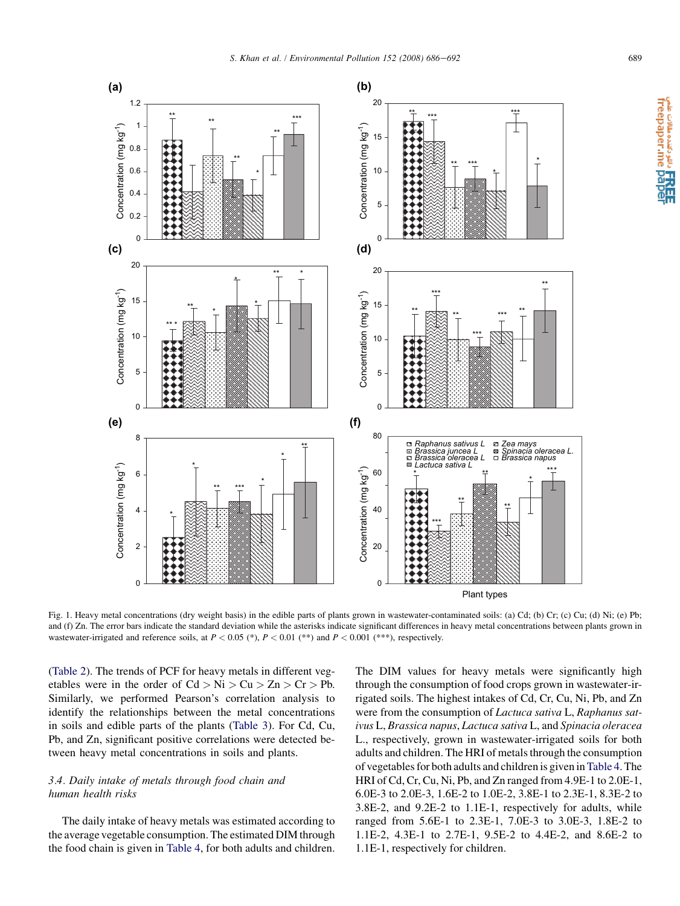Fig. 1. Heavy metal concentrations (dry weight basis) in the edible parts of plants grown in wastewater-contaminated soils: (a) Cd; (b) Cr; (c) Cu; (d) Ni; (e) Pb; and (f) Zn. The error bars indicate the standard deviation while the asterisks indicate significant differences in heavy metal concentrations between plants grown in wastewater-irrigated and reference soils, at $P < 0.05$ (*), $P < 0.01$ (**) and $P < 0.001$ (***), respectively.

(Table 2). The trends of PCF for heavy metals in different vegetables were in the order of Cd > Ni > Cu > Zn > Cr > Pb. Similarly, we performed Pearson's correlation analysis to identify the relationships between the metal concentrations in soils and edible parts of the plants (Table 3). For Cd, Cu, Pb, and Zn, significant positive correlations were detected between heavy metal concentrations in soils and plants.

### 3.4. Daily intake of metals through food chain and human health risks

The daily intake of heavy metals was estimated according to the average vegetable consumption. The estimated DIM through the food chain is given in Table 4, for both adults and children. The DIM values for heavy metals were significantly high through the consumption of food crops grown in wastewater-irrigated soils. The highest intakes of Cd, Cr, Cu, Ni, Pb, and Zn were from the consumption of *Lactuca sativa* L, *Raphanus sativus* L, *Brassica napus*, *Lactuca sativa* L, and *Spinacia oleracea* L., respectively, grown in wastewater-irrigated soils for both adults and children. The HRI of metals through the consumption of vegetables for both adults and children is given in Table 4. The HRI of Cd, Cr, Cu, Ni, Pb, and Zn ranged from 4.9E-1 to 2.0E-1, 6.0E-3 to 2.0E-3, 1.6E-2 to 1.0E-2, 3.8E-1 to 2.3E-1, 8.3E-2 to 3.8E-2, and 9.2E-2 to 1.1E-1, respectively for adults, while ranged from 5.6E-1 to 2.3E-1, 7.0E-3 to 3.0E-3, 1.8E-2 to 1.1E-2, 4.3E-1 to 2.7E-1, 9.5E-2 to 4.4E-2, and 8.6E-2 to 1.1E-1, respectively for children.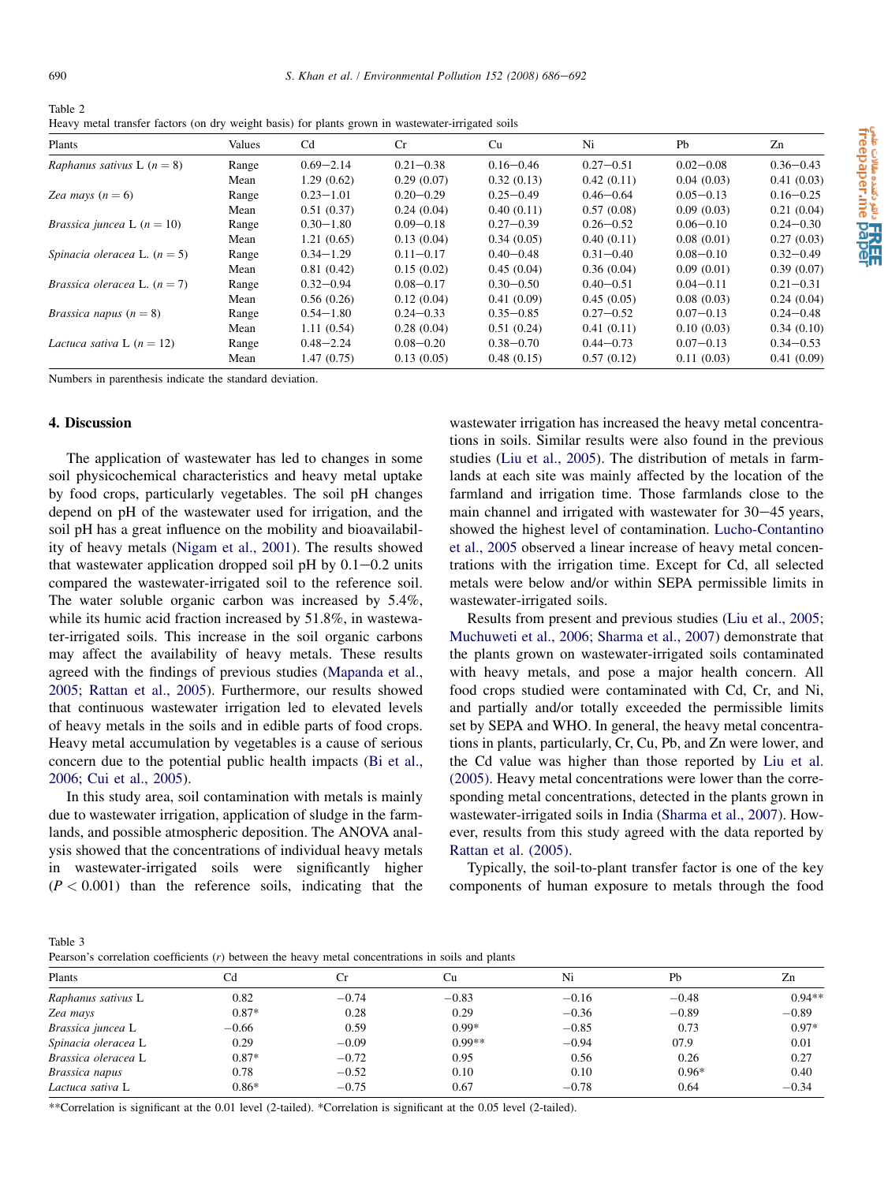Table 2
Heavy metal transfer factors (on dry weight basis) for plants grown in wastewater-irrigated soils

| Plants | Values | Cd | Cr | Cu | Ni | Pb | Zn |
|---|---|---|---|---|---|---|---|
| *Raphanus sativus* L ($n = 8$) | Range | 0.69−2.14 | 0.21−0.38 | 0.16−0.46 | 0.27−0.51 | 0.02−0.08 | 0.36−0.43 |
| | Mean | 1.29 (0.62) | 0.29 (0.07) | 0.32 (0.13) | 0.42 (0.11) | 0.04 (0.03) | 0.41 (0.03) |
| *Zea mays* ($n = 6$) | Range | 0.23−1.01 | 0.20−0.29 | 0.25−0.49 | 0.46−0.64 | 0.05−0.13 | 0.16−0.25 |
| | Mean | 0.51 (0.37) | 0.24 (0.04) | 0.40 (0.11) | 0.57 (0.08) | 0.09 (0.03) | 0.21 (0.04) |
| *Brassica juncea* L ($n = 10$) | Range | 0.30−1.80 | 0.09−0.18 | 0.27−0.39 | 0.26−0.52 | 0.06−0.10 | 0.24−0.30 |
| | Mean | 1.21 (0.65) | 0.13 (0.04) | 0.34 (0.05) | 0.40 (0.11) | 0.08 (0.01) | 0.27 (0.03) |
| *Spinacia oleracea* L. ($n = 5$) | Range | 0.34−1.29 | 0.11−0.17 | 0.40−0.48 | 0.31−0.40 | 0.08−0.10 | 0.32−0.49 |
| | Mean | 0.81 (0.42) | 0.15 (0.02) | 0.45 (0.04) | 0.36 (0.04) | 0.09 (0.01) | 0.39 (0.07) |
| *Brassica oleracea* L. ($n = 7$) | Range | 0.32−0.94 | 0.08−0.17 | 0.30−0.50 | 0.40−0.51 | 0.04−0.11 | 0.21−0.31 |
| | Mean | 0.56 (0.26) | 0.12 (0.04) | 0.41 (0.09) | 0.45 (0.05) | 0.08 (0.03) | 0.24 (0.04) |
| *Brassica napus* ($n = 8$) | Range | 0.54−1.80 | 0.24−0.33 | 0.35−0.85 | 0.27−0.52 | 0.07−0.13 | 0.24−0.48 |
| | Mean | 1.11 (0.54) | 0.28 (0.04) | 0.51 (0.24) | 0.41 (0.11) | 0.10 (0.03) | 0.34 (0.10) |
| *Lactuca sativa* L ($n = 12$) | Range | 0.48−2.24 | 0.08−0.20 | 0.38−0.70 | 0.44−0.73 | 0.07−0.13 | 0.34−0.53 |
| | Mean | 1.47 (0.75) | 0.13 (0.05) | 0.48 (0.15) | 0.57 (0.12) | 0.11 (0.03) | 0.41 (0.09) |

Numbers in parenthesis indicate the standard deviation.

## 4. Discussion

The application of wastewater has led to changes in some soil physicochemical characteristics and heavy metal uptake by food crops, particularly vegetables. The soil pH changes depend on pH of the wastewater used for irrigation, and the soil pH has a great influence on the mobility and bioavailability of heavy metals (Nigam et al., 2001). The results showed that wastewater application dropped soil pH by 0.1−0.2 units compared the wastewater-irrigated soil to the reference soil. The water soluble organic carbon was increased by 5.4%, while its humic acid fraction increased by 51.8%, in wastewater-irrigated soils. This increase in the soil organic carbons may affect the availability of heavy metals. These results agreed with the findings of previous studies (Mapanda et al., 2005; Rattan et al., 2005). Furthermore, our results showed that continuous wastewater irrigation led to elevated levels of heavy metals in the soils and in edible parts of food crops. Heavy metal accumulation by vegetables is a cause of serious concern due to the potential public health impacts (Bi et al., 2006; Cui et al., 2005).

In this study area, soil contamination with metals is mainly due to wastewater irrigation, application of sludge in the farmlands, and possible atmospheric deposition. The ANOVA analysis showed that the concentrations of individual heavy metals in wastewater-irrigated soils were significantly higher ($P < 0.001$) than the reference soils, indicating that the wastewater irrigation has increased the heavy metal concentrations in soils. Similar results were also found in the previous studies (Liu et al., 2005). The distribution of metals in farmlands at each site was mainly affected by the location of the farmland and irrigation time. Those farmlands close to the main channel and irrigated with wastewater for 30−45 years, showed the highest level of contamination. Lucho-Contantino et al., 2005 observed a linear increase of heavy metal concentrations with the irrigation time. Except for Cd, all selected metals were below and/or within SEPA permissible limits in wastewater-irrigated soils.

Results from present and previous studies (Liu et al., 2005; Muchuweti et al., 2006; Sharma et al., 2007) demonstrate that the plants grown on wastewater-irrigated soils contaminated with heavy metals, and pose a major health concern. All food crops studied were contaminated with Cd, Cr, and Ni, and partially and/or totally exceeded the permissible limits set by SEPA and WHO. In general, the heavy metal concentrations in plants, particularly, Cr, Cu, Pb, and Zn were lower, and the Cd value was higher than those reported by Liu et al. (2005). Heavy metal concentrations were lower than the corresponding metal concentrations, detected in the plants grown in wastewater-irrigated soils in India (Sharma et al., 2007). However, results from this study agreed with the data reported by Rattan et al. (2005).

Typically, the soil-to-plant transfer factor is one of the key components of human exposure to metals through the food

Table 3
Pearson's correlation coefficients ($r$) between the heavy metal concentrations in soils and plants

| Plants | Cd | Cr | Cu | Ni | Pb | Zn |
|---|---|---|---|---|---|---|
| *Raphanus sativus* L | 0.82 | −0.74 | −0.83 | −0.16 | −0.48 | 0.94** |
| *Zea mays* | 0.87* | 0.28 | 0.29 | −0.36 | −0.89 | −0.89 |
| *Brassica juncea* L | −0.66 | 0.59 | 0.99* | −0.85 | 0.73 | 0.97* |
| *Spinacia oleracea* L | 0.29 | −0.09 | 0.99** | −0.94 | 07.9 | 0.01 |
| *Brassica oleracea* L | 0.87* | −0.72 | 0.95 | 0.56 | 0.26 | 0.27 |
| *Brassica napus* | 0.78 | −0.52 | 0.10 | 0.10 | 0.96* | 0.40 |
| *Lactuca sativa* L | 0.86* | −0.75 | 0.67 | −0.78 | 0.64 | −0.34 |

**Correlation is significant at the 0.01 level (2-tailed). *Correlation is significant at the 0.05 level (2-tailed).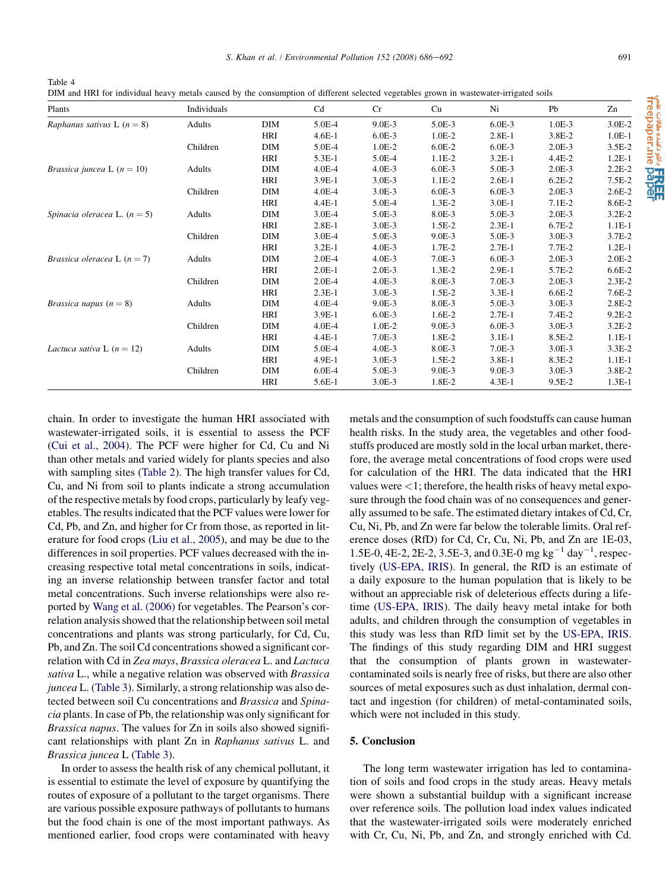Table 4
DIM and HRI for individual heavy metals caused by the consumption of different selected vegetables grown in wastewater-irrigated soils

| Plants | Individuals | | Cd | Cr | Cu | Ni | Pb | Zn |
|---|---|---|---|---|---|---|---|---|
| *Raphanus sativus* L ($n = 8$) | Adults | DIM | 5.0E-4 | 9.0E-3 | 5.0E-3 | 6.0E-3 | 1.0E-3 | 3.0E-2 |
| | | HRI | 4.6E-1 | 6.0E-3 | 1.0E-2 | 2.8E-1 | 3.8E-2 | 1.0E-1 |
| | Children | DIM | 5.0E-4 | 1.0E-2 | 6.0E-2 | 6.0E-3 | 2.0E-3 | 3.5E-2 |
| | | HRI | 5.3E-1 | 5.0E-4 | 1.1E-2 | 3.2E-1 | 4.4E-2 | 1.2E-1 |
| *Brassica juncea* L ($n = 10$) | Adults | DIM | 4.0E-4 | 4.0E-3 | 6.0E-3 | 5.0E-3 | 2.0E-3 | 2.2E-2 |
| | | HRI | 3.9E-1 | 3.0E-3 | 1.1E-2 | 2.6E-1 | 6.2E-2 | 7.5E-2 |
| | Children | DIM | 4.0E-4 | 3.0E-3 | 6.0E-3 | 6.0E-3 | 2.0E-3 | 2.6E-2 |
| | | HRI | 4.4E-1 | 5.0E-4 | 1.3E-2 | 3.0E-1 | 7.1E-2 | 8.6E-2 |
| *Spinacia oleracea* L. ($n = 5$) | Adults | DIM | 3.0E-4 | 5.0E-3 | 8.0E-3 | 5.0E-3 | 2.0E-3 | 3.2E-2 |
| | | HRI | 2.8E-1 | 3.0E-3 | 1.5E-2 | 2.3E-1 | 6.7E-2 | 1.1E-1 |
| | Children | DIM | 3.0E-4 | 5.0E-3 | 9.0E-3 | 5.0E-3 | 3.0E-3 | 3.7E-2 |
| | | HRI | 3.2E-1 | 4.0E-3 | 1.7E-2 | 2.7E-1 | 7.7E-2 | 1.2E-1 |
| *Brassica oleracea* L ($n = 7$) | Adults | DIM | 2.0E-4 | 4.0E-3 | 7.0E-3 | 6.0E-3 | 2.0E-3 | 2.0E-2 |
| | | HRI | 2.0E-1 | 2.0E-3 | 1.3E-2 | 2.9E-1 | 5.7E-2 | 6.6E-2 |
| | Children | DIM | 2.0E-4 | 4.0E-3 | 8.0E-3 | 7.0E-3 | 2.0E-3 | 2.3E-2 |
| | | HRI | 2.3E-1 | 3.0E-3 | 1.5E-2 | 3.3E-1 | 6.6E-2 | 7.6E-2 |
| *Brassica napus* ($n = 8$) | Adults | DIM | 4.0E-4 | 9.0E-3 | 8.0E-3 | 5.0E-3 | 3.0E-3 | 2.8E-2 |
| | | HRI | 3.9E-1 | 6.0E-3 | 1.6E-2 | 2.7E-1 | 7.4E-2 | 9.2E-2 |
| | Children | DIM | 4.0E-4 | 1.0E-2 | 9.0E-3 | 6.0E-3 | 3.0E-3 | 3.2E-2 |
| | | HRI | 4.4E-1 | 7.0E-3 | 1.8E-2 | 3.1E-1 | 8.5E-2 | 1.1E-1 |
| *Lactuca sativa* L ($n = 12$) | Adults | DIM | 5.0E-4 | 4.0E-3 | 8.0E-3 | 7.0E-3 | 3.0E-3 | 3.3E-2 |
| | | HRI | 4.9E-1 | 3.0E-3 | 1.5E-2 | 3.8E-1 | 8.3E-2 | 1.1E-1 |
| | Children | DIM | 6.0E-4 | 5.0E-3 | 9.0E-3 | 9.0E-3 | 3.0E-3 | 3.8E-2 |
| | | HRI | 5.6E-1 | 3.0E-3 | 1.8E-2 | 4.3E-1 | 9.5E-2 | 1.3E-1 |

chain. In order to investigate the human HRI associated with wastewater-irrigated soils, it is essential to assess the PCF (Cui et al., 2004). The PCF were higher for Cd, Cu and Ni than other metals and varied widely for plants species and also with sampling sites (Table 2). The high transfer values for Cd, Cu, and Ni from soil to plants indicate a strong accumulation of the respective metals by food crops, particularly by leafy vegetables. The results indicated that the PCF values were lower for Cd, Pb, and Zn, and higher for Cr from those, as reported in literature for food crops (Liu et al., 2005), and may be due to the differences in soil properties. PCF values decreased with the increasing respective total metal concentrations in soils, indicating an inverse relationship between transfer factor and total metal concentrations. Such inverse relationships were also reported by Wang et al. (2006) for vegetables. The Pearson's correlation analysis showed that the relationship between soil metal concentrations and plants was strong particularly, for Cd, Cu, Pb, and Zn. The soil Cd concentrations showed a significant correlation with Cd in *Zea mays*, *Brassica oleracea* L. and *Lactuca sativa* L., while a negative relation was observed with *Brassica juncea* L. (Table 3). Similarly, a strong relationship was also detected between soil Cu concentrations and *Brassica* and *Spinacia* plants. In case of Pb, the relationship was only significant for *Brassica napus*. The values for Zn in soils also showed significant relationships with plant Zn in *Raphanus sativus* L. and *Brassica juncea* L (Table 3).

In order to assess the health risk of any chemical pollutant, it is essential to estimate the level of exposure by quantifying the routes of exposure of a pollutant to the target organisms. There are various possible exposure pathways of pollutants to humans but the food chain is one of the most important pathways. As mentioned earlier, food crops were contaminated with heavy metals and the consumption of such foodstuffs can cause human health risks. In the study area, the vegetables and other foodstuffs produced are mostly sold in the local urban market, therefore, the average metal concentrations of food crops were used for calculation of the HRI. The data indicated that the HRI values were $<1$; therefore, the health risks of heavy metal exposure through the food chain was of no consequences and generally assumed to be safe. The estimated dietary intakes of Cd, Cr, Cu, Ni, Pb, and Zn were far below the tolerable limits. Oral reference doses (RfD) for Cd, Cr, Cu, Ni, Pb, and Zn are 1E-03, 1.5E-0, 4E-2, 2E-2, 3.5E-3, and 0.3E-0 mg kg$^{-1}$ day$^{-1}$, respectively (US-EPA, IRIS). In general, the RfD is an estimate of a daily exposure to the human population that is likely to be without an appreciable risk of deleterious effects during a lifetime (US-EPA, IRIS). The daily heavy metal intake for both adults, and children through the consumption of vegetables in this study was less than RfD limit set by the US-EPA, IRIS. The findings of this study regarding DIM and HRI suggest that the consumption of plants grown in wastewater-contaminated soils is nearly free of risks, but there are also other sources of metal exposures such as dust inhalation, dermal contact and ingestion (for children) of metal-contaminated soils, which were not included in this study.

## 5. Conclusion

The long term wastewater irrigation has led to contamination of soils and food crops in the study areas. Heavy metals were shown a substantial buildup with a significant increase over reference soils. The pollution load index values indicated that the wastewater-irrigated soils were moderately enriched with Cr, Cu, Ni, Pb, and Zn, and strongly enriched with Cd.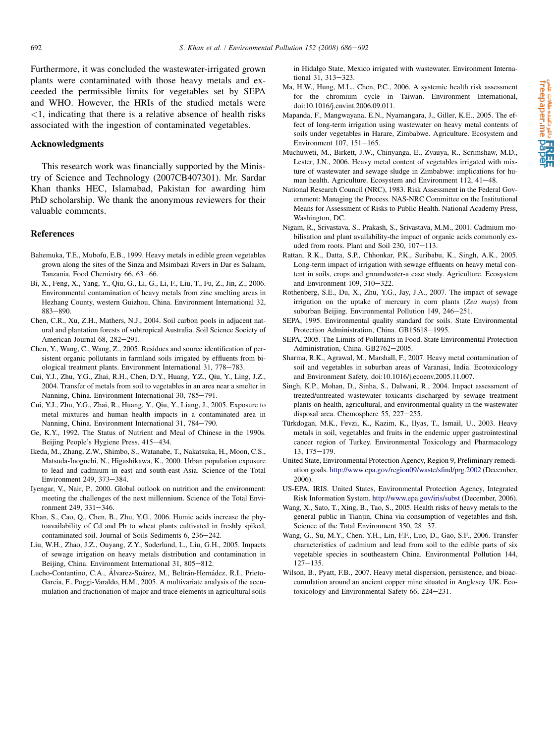Furthermore, it was concluded the wastewater-irrigated grown plants were contaminated with those heavy metals and exceeded the permissible limits for vegetables set by SEPA and WHO. However, the HRIs of the studied metals were $<1$, indicating that there is a relative absence of health risks associated with the ingestion of contaminated vegetables.

## Acknowledgments

This research work was financially supported by the Ministry of Science and Technology (2007CB407301). Mr. Sardar Khan thanks HEC, Islamabad, Pakistan for awarding him PhD scholarship. We thank the anonymous reviewers for their valuable comments.

## References

Bahemuka, T.E., Mubofu, E.B., 1999. Heavy metals in edible green vegetables grown along the sites of the Sinza and Msimbazi Rivers in Dar es Salaam, Tanzania. Food Chemistry 66, 63–66.

Bi, X., Feng, X., Yang, Y., Qiu, G., Li, G., Li, F., Liu, T., Fu, Z., Jin, Z., 2006. Environmental contamination of heavy metals from zinc smelting areas in Hezhang County, western Guizhou, China. Environment International 32, 883–890.

Chen, C.R., Xu, Z.H., Mathers, N.J., 2004. Soil carbon pools in adjacent natural and plantation forests of subtropical Australia. Soil Science Society of American Journal 68, 282–291.

Chen, Y., Wang, C., Wang, Z., 2005. Residues and source identification of persistent organic pollutants in farmland soils irrigated by effluents from biological treatment plants. Environment International 31, 778–783.

Cui, Y.J., Zhu, Y.G., Zhai, R.H., Chen, D.Y., Huang, Y.Z., Qiu, Y., Ling, J.Z., 2004. Transfer of metals from soil to vegetables in an area near a smelter in Nanning, China. Environment International 30, 785–791.

Cui, Y.J., Zhu, Y.G., Zhai, R., Huang, Y., Qiu, Y., Liang, J., 2005. Exposure to metal mixtures and human health impacts in a contaminated area in Nanning, China. Environment International 31, 784–790.

Ge, K.Y., 1992. The Status of Nutrient and Meal of Chinese in the 1990s. Beijing People's Hygiene Press. 415–434.

Ikeda, M., Zhang, Z.W., Shimbo, S., Watanabe, T., Nakatsuka, H., Moon, C.S., Matsuda-Inoguchi, N., Higashikawa, K., 2000. Urban population exposure to lead and cadmium in east and south-east Asia. Science of the Total Environment 249, 373–384.

Iyengar, V., Nair, P., 2000. Global outlook on nutrition and the environment: meeting the challenges of the next millennium. Science of the Total Environment 249, 331–346.

Khan, S., Cao, Q., Chen, B., Zhu, Y.G., 2006. Humic acids increase the phytoavailability of Cd and Pb to wheat plants cultivated in freshly spiked, contaminated soil. Journal of Soils Sediments 6, 236–242.

Liu, W.H., Zhao, J.Z., Ouyang, Z.Y., Soderlund, L., Liu, G.H., 2005. Impacts of sewage irrigation on heavy metals distribution and contamination in Beijing, China. Environment International 31, 805–812.

Lucho-Constantino, C.A., Álvarez-Suárez, M., Beltrán-Hernádez, R.I., Prieto-Garcia, F., Poggi-Varaldo, H.M., 2005. A multivariate analysis of the accumulation and fractionation of major and trace elements in agricultural soils in Hidalgo State, Mexico irrigated with wastewater. Environment International 31, 313–323.

Ma, H.W., Hung, M.L., Chen, P.C., 2006. A systemic health risk assessment for the chromium cycle in Taiwan. Environment International, doi:10.1016/j.envint.2006.09.011.

Mapanda, F., Mangwayana, E.N., Nyamangara, J., Giller, K.E., 2005. The effect of long-term irrigation using wastewater on heavy metal contents of soils under vegetables in Harare, Zimbabwe. Agriculture. Ecosystem and Environment 107, 151–165.

Muchuweti, M., Birkett, J.W., Chinyanga, E., Zvauya, R., Scrimshaw, M.D., Lester, J.N., 2006. Heavy metal content of vegetables irrigated with mixture of wastewater and sewage sludge in Zimbabwe: implications for human health. Agriculture. Ecosystem and Environment 112, 41–48.

National Research Council (NRC), 1983. Risk Assessment in the Federal Government: Managing the Process. NAS-NRC Committee on the Institutional Means for Assessment of Risks to Public Health. National Academy Press, Washington, DC.

Nigam, R., Srivastava, S., Prakash, S., Srivastava, M.M., 2001. Cadmium mobilisation and plant availability-the impact of organic acids commonly exuded from roots. Plant and Soil 230, 107–113.

Rattan, R.K., Datta, S.P., Chhonkar, P.K., Suribabu, K., Singh, A.K., 2005. Long-term impact of irrigation with sewage effluents on heavy metal content in soils, crops and groundwater-a case study. Agriculture. Ecosystem and Environment 109, 310–322.

Rothenberg, S.E., Du, X., Zhu, Y.G., Jay, J.A., 2007. The impact of sewage irrigation on the uptake of mercury in corn plants (*Zea mays*) from suburban Beijing. Environmental Pollution 149, 246–251.

SEPA, 1995. Environmental quality standard for soils. State Environmental Protection Administration, China. GB15618–1995.

SEPA, 2005. The Limits of Pollutants in Food. State Environmental Protection Administration, China. GB2762–2005.

Sharma, R.K., Agrawal, M., Marshall, F., 2007. Heavy metal contamination of soil and vegetables in suburban areas of Varanasi, India. Ecotoxicology and Environment Safety, doi:10.1016/j.ecoenv.2005.11.007.

Singh, K.P., Mohan, D., Sinha, S., Dalwani, R., 2004. Impact assessment of treated/untreated wastewater toxicants discharged by sewage treatment plants on health, agricultural, and environmental quality in the wastewater disposal area. Chemosphere 55, 227–255.

Türkdogan, M.K., Fevzi, K., Kazim, K., Ilyas, T., Ismail, U., 2003. Heavy metals in soil, vegetables and fruits in the endemic upper gastrointestinal cancer region of Turkey. Environmental Toxicology and Pharmacology 13, 175–179.

United State, Environmental Protection Agency, Region 9, Preliminary remediation goals. http://www.epa.gov/region09/waste/sfind/prg.2002 (December, 2006).

US-EPA, IRIS. United States, Environmental Protection Agency, Integrated Risk Information System. http://www.epa.gov/iris/subst (December, 2006).

Wang, X., Sato, T., Xing, B., Tao, S., 2005. Health risks of heavy metals to the general public in Tianjin, China via consumption of vegetables and fish. Science of the Total Environment 350, 28–37.

Wang, G., Su, M.Y., Chen, Y.H., Lin, F.F., Luo, D., Gao, S.F., 2006. Transfer characteristics of cadmium and lead from soil to the edible parts of six vegetable species in southeastern China. Environmental Pollution 144, 127–135.

Wilson, B., Pyatt, F.B., 2007. Heavy metal dispersion, persistence, and bioaccumulation around an ancient copper mine situated in Anglesey. UK. Ecotoxicology and Environmental Safety 66, 224–231.